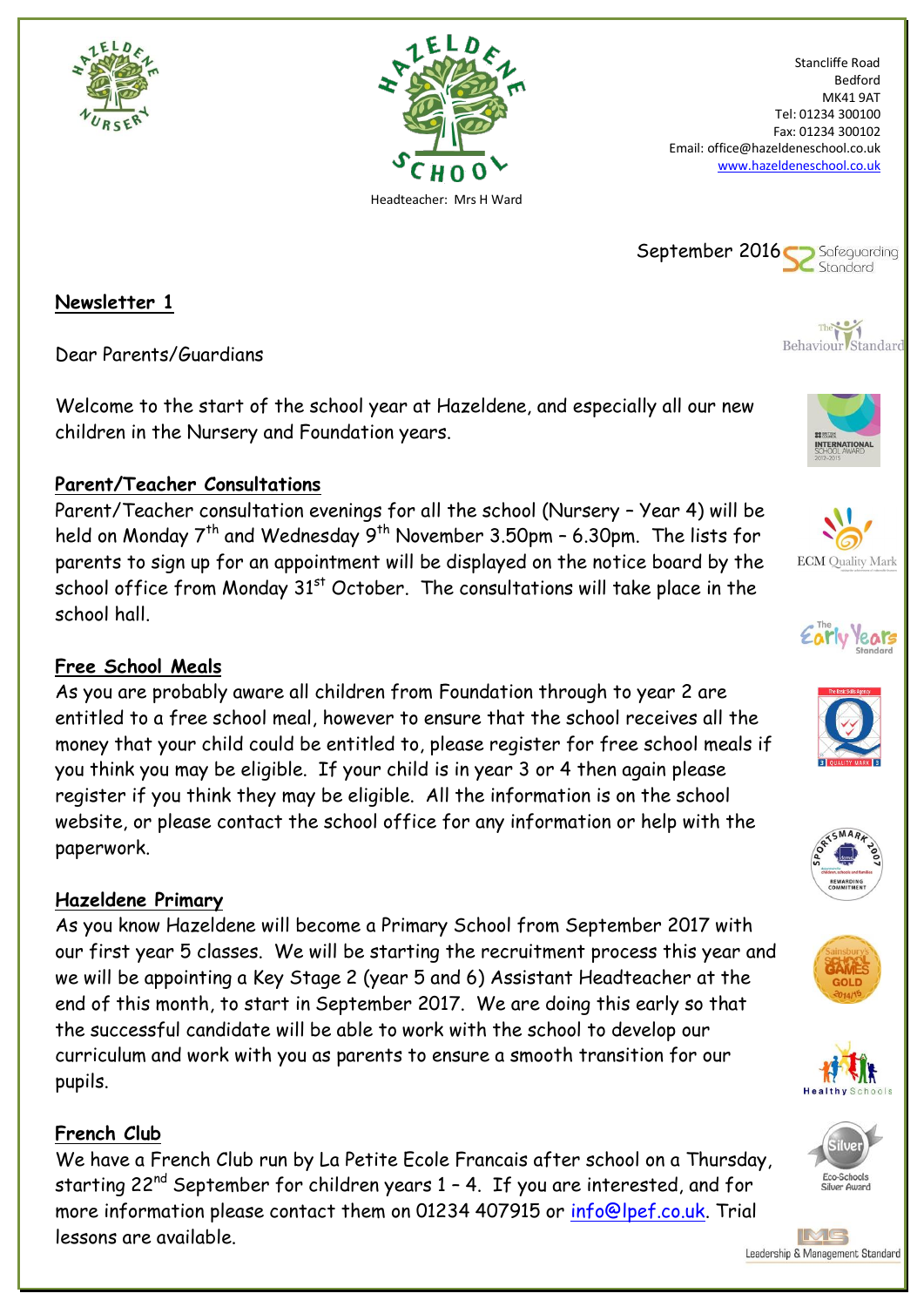Stancliffe Road
Bedford
MK41 9AT
Tel: 01234 300100
Fax: 01234 300102
Email: office@hazeldeneschool.co.uk
www.hazeldeneschool.co.uk

Headteacher: Mrs H Ward

September 2016

## Newsletter 1

Dear Parents/Guardians

Welcome to the start of the school year at Hazeldene, and especially all our new children in the Nursery and Foundation years.

### Parent/Teacher Consultations

Parent/Teacher consultation evenings for all the school (Nursery – Year 4) will be held on Monday 7th and Wednesday 9th November 3.50pm – 6.30pm. The lists for parents to sign up for an appointment will be displayed on the notice board by the school office from Monday 31st October. The consultations will take place in the school hall.

### Free School Meals

As you are probably aware all children from Foundation through to year 2 are entitled to a free school meal, however to ensure that the school receives all the money that your child could be entitled to, please register for free school meals if you think you may be eligible. If your child is in year 3 or 4 then again please register if you think they may be eligible. All the information is on the school website, or please contact the school office for any information or help with the paperwork.

### Hazeldene Primary

As you know Hazeldene will become a Primary School from September 2017 with our first year 5 classes. We will be starting the recruitment process this year and we will be appointing a Key Stage 2 (year 5 and 6) Assistant Headteacher at the end of this month, to start in September 2017. We are doing this early so that the successful candidate will be able to work with the school to develop our curriculum and work with you as parents to ensure a smooth transition for our pupils.

### French Club

We have a French Club run by La Petite Ecole Francais after school on a Thursday, starting 22nd September for children years 1 – 4. If you are interested, and for more information please contact them on 01234 407915 or info@lpef.co.uk. Trial lessons are available.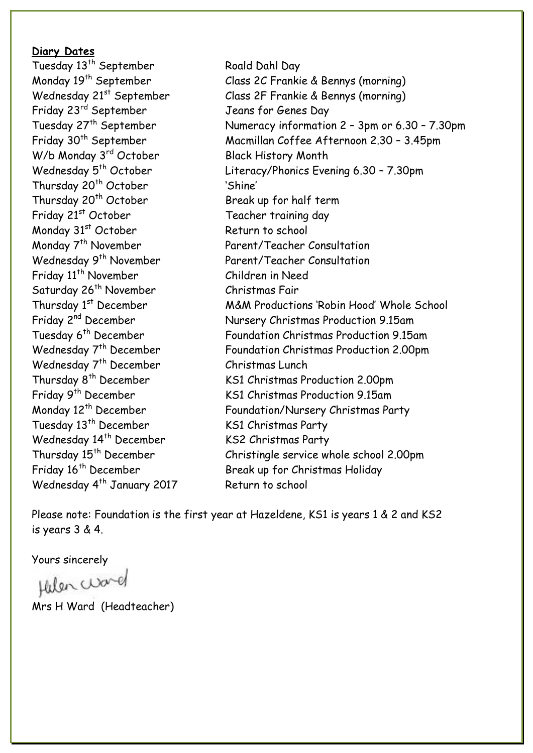**Diary Dates**

| | |
|---|---|
| Tuesday 13th September | Roald Dahl Day |
| Monday 19th September | Class 2C Frankie & Bennys (morning) |
| Wednesday 21st September | Class 2F Frankie & Bennys (morning) |
| Friday 23rd September | Jeans for Genes Day |
| Tuesday 27th September | Numeracy information 2 – 3pm or 6.30 – 7.30pm |
| Friday 30th September | Macmillan Coffee Afternoon 2.30 – 3.45pm |
| W/b Monday 3rd October | Black History Month |
| Wednesday 5th October | Literacy/Phonics Evening 6.30 – 7.30pm |
| Thursday 20th October | 'Shine' |
| Thursday 20th October | Break up for half term |
| Friday 21st October | Teacher training day |
| Monday 31st October | Return to school |
| Monday 7th November | Parent/Teacher Consultation |
| Wednesday 9th November | Parent/Teacher Consultation |
| Friday 11th November | Children in Need |
| Saturday 26th November | Christmas Fair |
| Thursday 1st December | M&M Productions 'Robin Hood' Whole School |
| Friday 2nd December | Nursery Christmas Production 9.15am |
| Tuesday 6th December | Foundation Christmas Production 9.15am |
| Wednesday 7th December | Foundation Christmas Production 2.00pm |
| Wednesday 7th December | Christmas Lunch |
| Thursday 8th December | KS1 Christmas Production 2.00pm |
| Friday 9th December | KS1 Christmas Production 9.15am |
| Monday 12th December | Foundation/Nursery Christmas Party |
| Tuesday 13th December | KS1 Christmas Party |
| Wednesday 14th December | KS2 Christmas Party |
| Thursday 15th December | Christingle service whole school 2.00pm |
| Friday 16th December | Break up for Christmas Holiday |
| Wednesday 4th January 2017 | Return to school |

Please note: Foundation is the first year at Hazeldene, KS1 is years 1 & 2 and KS2 is years 3 & 4.

Yours sincerely

Helen Ward

Mrs H Ward (Headteacher)